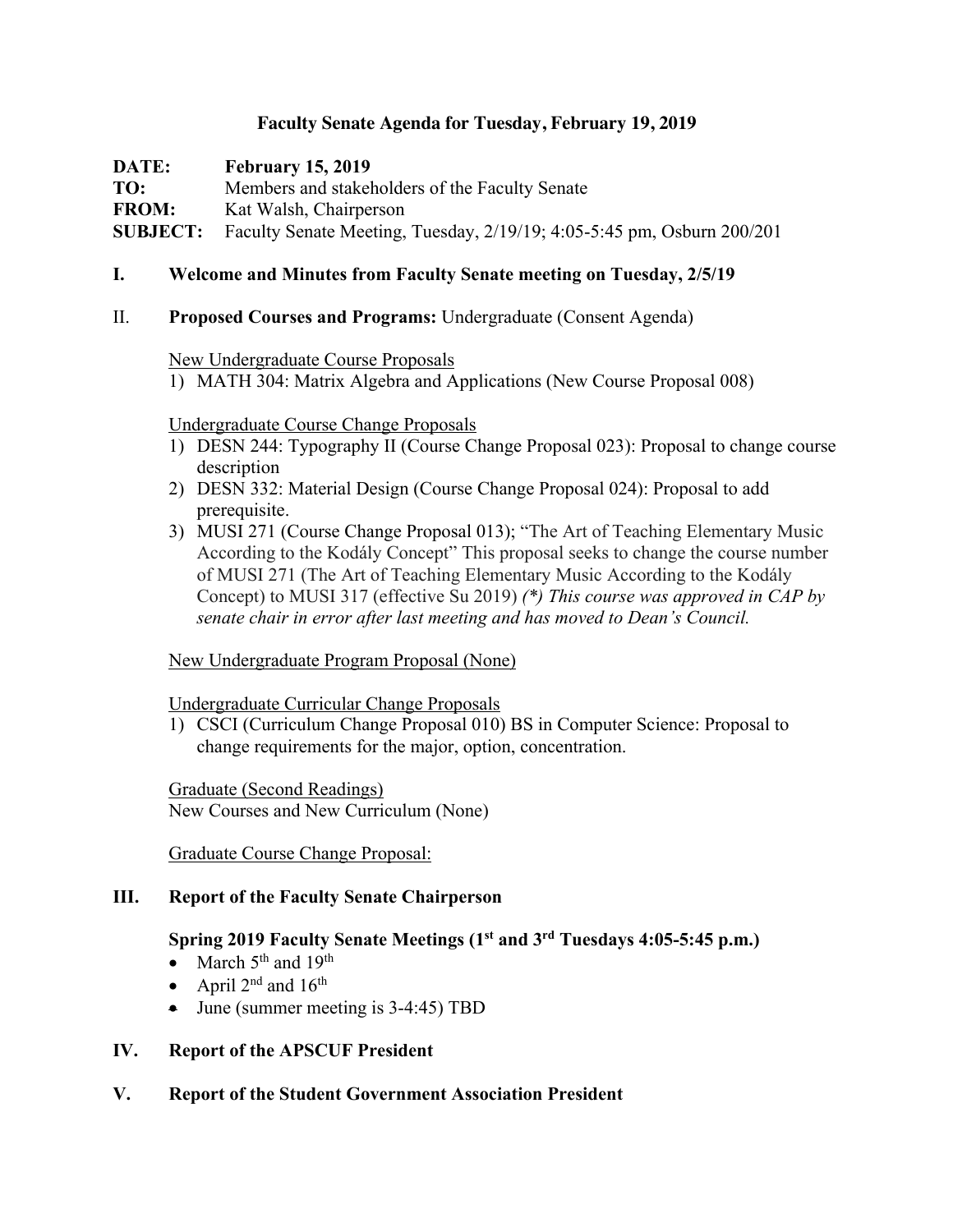# Faculty Senate Agenda for Tuesday, February 19, 2019

**DATE:** **February 15, 2019**
**TO:** Members and stakeholders of the Faculty Senate
**FROM:** Kat Walsh, Chairperson
**SUBJECT:** Faculty Senate Meeting, Tuesday, 2/19/19; 4:05-5:45 pm, Osburn 200/201

## I. Welcome and Minutes from Faculty Senate meeting on Tuesday, 2/5/19

## II. Proposed Courses and Programs: Undergraduate (Consent Agenda)

New Undergraduate Course Proposals

1) MATH 304: Matrix Algebra and Applications (New Course Proposal 008)

Undergraduate Course Change Proposals

1) DESN 244: Typography II (Course Change Proposal 023): Proposal to change course description
2) DESN 332: Material Design (Course Change Proposal 024): Proposal to add prerequisite.
3) MUSI 271 (Course Change Proposal 013); "The Art of Teaching Elementary Music According to the Kodály Concept" This proposal seeks to change the course number of MUSI 271 (The Art of Teaching Elementary Music According to the Kodály Concept) to MUSI 317 (effective Su 2019) *(*) This course was approved in CAP by senate chair in error after last meeting and has moved to Dean's Council.*

New Undergraduate Program Proposal (None)

Undergraduate Curricular Change Proposals

1) CSCI (Curriculum Change Proposal 010) BS in Computer Science: Proposal to change requirements for the major, option, concentration.

Graduate (Second Readings)
New Courses and New Curriculum (None)

Graduate Course Change Proposal:

## III. Report of the Faculty Senate Chairperson

### Spring 2019 Faculty Senate Meetings (1st and 3rd Tuesdays 4:05-5:45 p.m.)

- March 5th and 19th
- April 2nd and 16th
- June (summer meeting is 3-4:45) TBD

## IV. Report of the APSCUF President

## V. Report of the Student Government Association President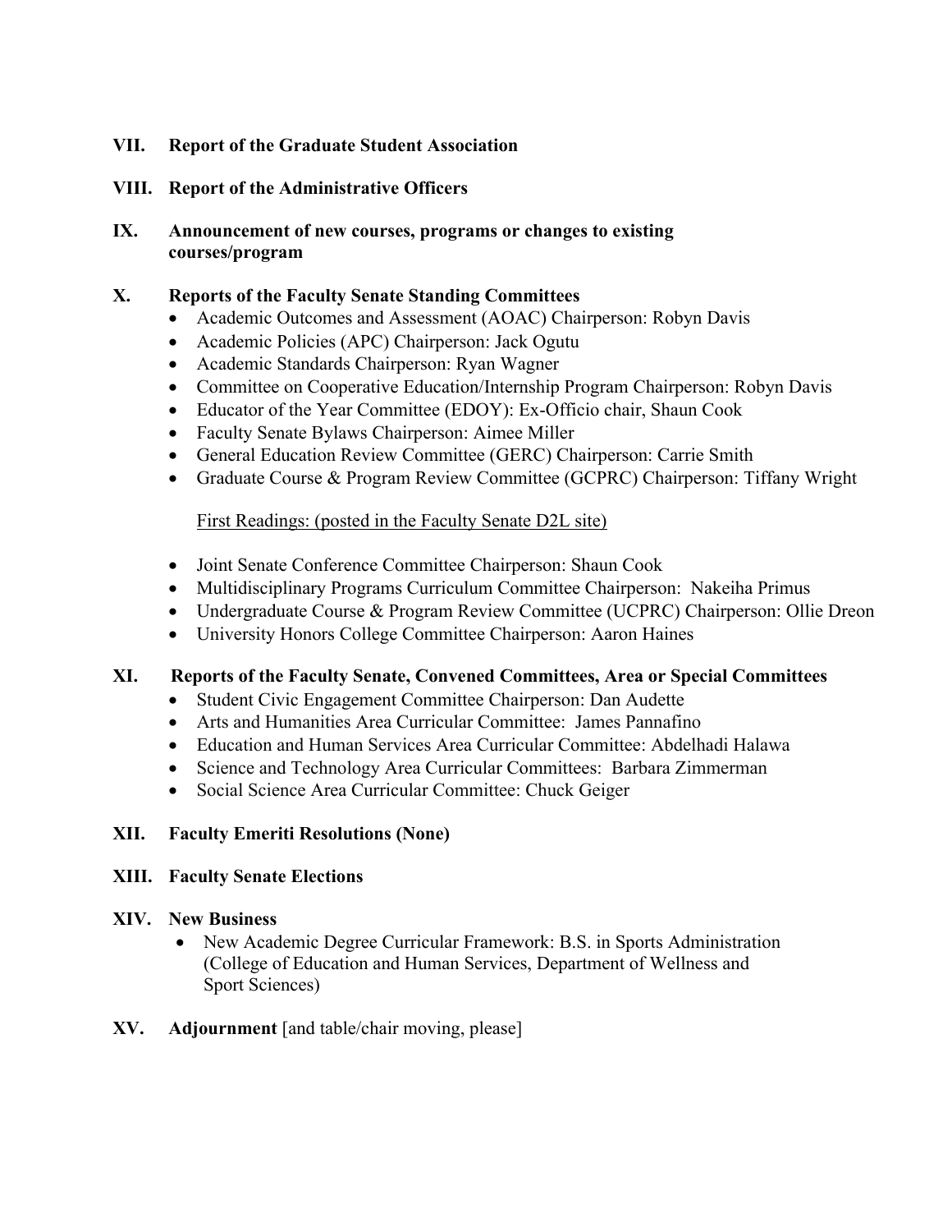**VII. Report of the Graduate Student Association**

**VIII. Report of the Administrative Officers**

**IX. Announcement of new courses, programs or changes to existing courses/program**

**X. Reports of the Faculty Senate Standing Committees**

- Academic Outcomes and Assessment (AOAC) Chairperson: Robyn Davis
- Academic Policies (APC) Chairperson: Jack Ogutu
- Academic Standards Chairperson: Ryan Wagner
- Committee on Cooperative Education/Internship Program Chairperson: Robyn Davis
- Educator of the Year Committee (EDOY): Ex-Officio chair, Shaun Cook
- Faculty Senate Bylaws Chairperson: Aimee Miller
- General Education Review Committee (GERC) Chairperson: Carrie Smith
- Graduate Course & Program Review Committee (GCPRC) Chairperson: Tiffany Wright

  First Readings: (posted in the Faculty Senate D2L site)

- Joint Senate Conference Committee Chairperson: Shaun Cook
- Multidisciplinary Programs Curriculum Committee Chairperson: Nakeiha Primus
- Undergraduate Course & Program Review Committee (UCPRC) Chairperson: Ollie Dreon
- University Honors College Committee Chairperson: Aaron Haines

**XI. Reports of the Faculty Senate, Convened Committees, Area or Special Committees**

- Student Civic Engagement Committee Chairperson: Dan Audette
- Arts and Humanities Area Curricular Committee: James Pannafino
- Education and Human Services Area Curricular Committee: Abdelhadi Halawa
- Science and Technology Area Curricular Committees: Barbara Zimmerman
- Social Science Area Curricular Committee: Chuck Geiger

**XII. Faculty Emeriti Resolutions (None)**

**XIII. Faculty Senate Elections**

**XIV. New Business**

- New Academic Degree Curricular Framework: B.S. in Sports Administration (College of Education and Human Services, Department of Wellness and Sport Sciences)

**XV. Adjournment** [and table/chair moving, please]